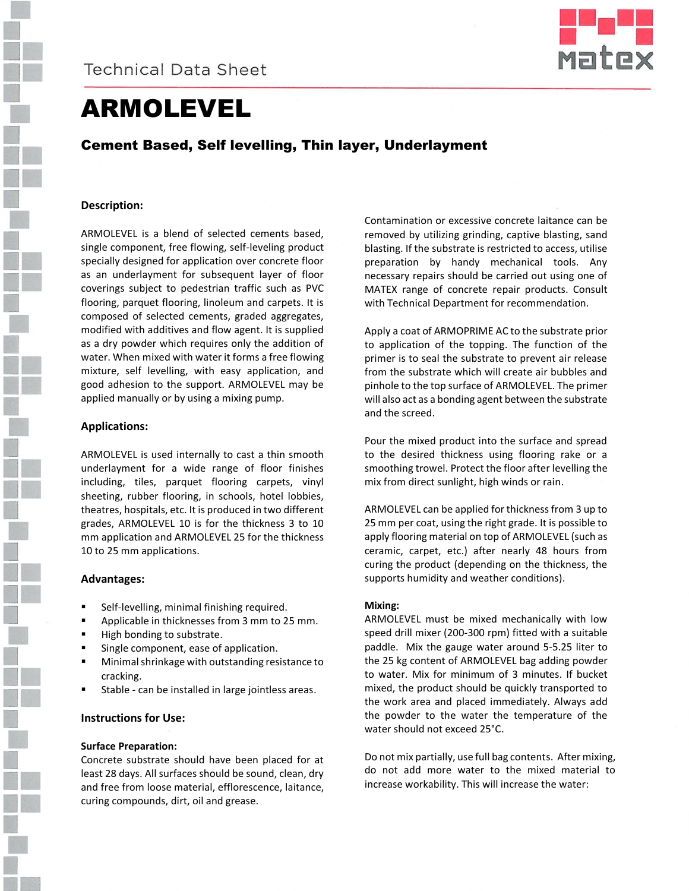Technical Data Sheet

# ARMOLEVEL

## Cement Based, Self levelling, Thin layer, Underlayment

### Description:

ARMOLEVEL is a blend of selected cements based, single component, free flowing, self-leveling product specially designed for application over concrete floor as an underlayment for subsequent layer of floor coverings subject to pedestrian traffic such as PVC flooring, parquet flooring, linoleum and carpets. It is composed of selected cements, graded aggregates, modified with additives and flow agent. It is supplied as a dry powder which requires only the addition of water. When mixed with water it forms a free flowing mixture, self levelling, with easy application, and good adhesion to the support. ARMOLEVEL may be applied manually or by using a mixing pump.

### Applications:

ARMOLEVEL is used internally to cast a thin smooth underlayment for a wide range of floor finishes including, tiles, parquet flooring carpets, vinyl sheeting, rubber flooring, in schools, hotel lobbies, theatres, hospitals, etc. It is produced in two different grades, ARMOLEVEL 10 is for the thickness 3 to 10 mm application and ARMOLEVEL 25 for the thickness 10 to 25 mm applications.

### Advantages:

- Self-levelling, minimal finishing required.
- Applicable in thicknesses from 3 mm to 25 mm.
- High bonding to substrate.
- Single component, ease of application.
- Minimal shrinkage with outstanding resistance to cracking.
- Stable - can be installed in large jointless areas.

### Instructions for Use:

**Surface Preparation:**
Concrete substrate should have been placed for at least 28 days. All surfaces should be sound, clean, dry and free from loose material, efflorescence, laitance, curing compounds, dirt, oil and grease.

Contamination or excessive concrete laitance can be removed by utilizing grinding, captive blasting, sand blasting. If the substrate is restricted to access, utilise preparation by handy mechanical tools. Any necessary repairs should be carried out using one of MATEX range of concrete repair products. Consult with Technical Department for recommendation.

Apply a coat of ARMOPRIME AC to the substrate prior to application of the topping. The function of the primer is to seal the substrate to prevent air release from the substrate which will create air bubbles and pinhole to the top surface of ARMOLEVEL. The primer will also act as a bonding agent between the substrate and the screed.

Pour the mixed product into the surface and spread to the desired thickness using flooring rake or a smoothing trowel. Protect the floor after levelling the mix from direct sunlight, high winds or rain.

ARMOLEVEL can be applied for thickness from 3 up to 25 mm per coat, using the right grade. It is possible to apply flooring material on top of ARMOLEVEL (such as ceramic, carpet, etc.) after nearly 48 hours from curing the product (depending on the thickness, the supports humidity and weather conditions).

**Mixing:**
ARMOLEVEL must be mixed mechanically with low speed drill mixer (200-300 rpm) fitted with a suitable paddle. Mix the gauge water around 5-5.25 liter to the 25 kg content of ARMOLEVEL bag adding powder to water. Mix for minimum of 3 minutes. If bucket mixed, the product should be quickly transported to the work area and placed immediately. Always add the powder to the water the temperature of the water should not exceed 25°C.

Do not mix partially, use full bag contents. After mixing, do not add more water to the mixed material to increase workability. This will increase the water: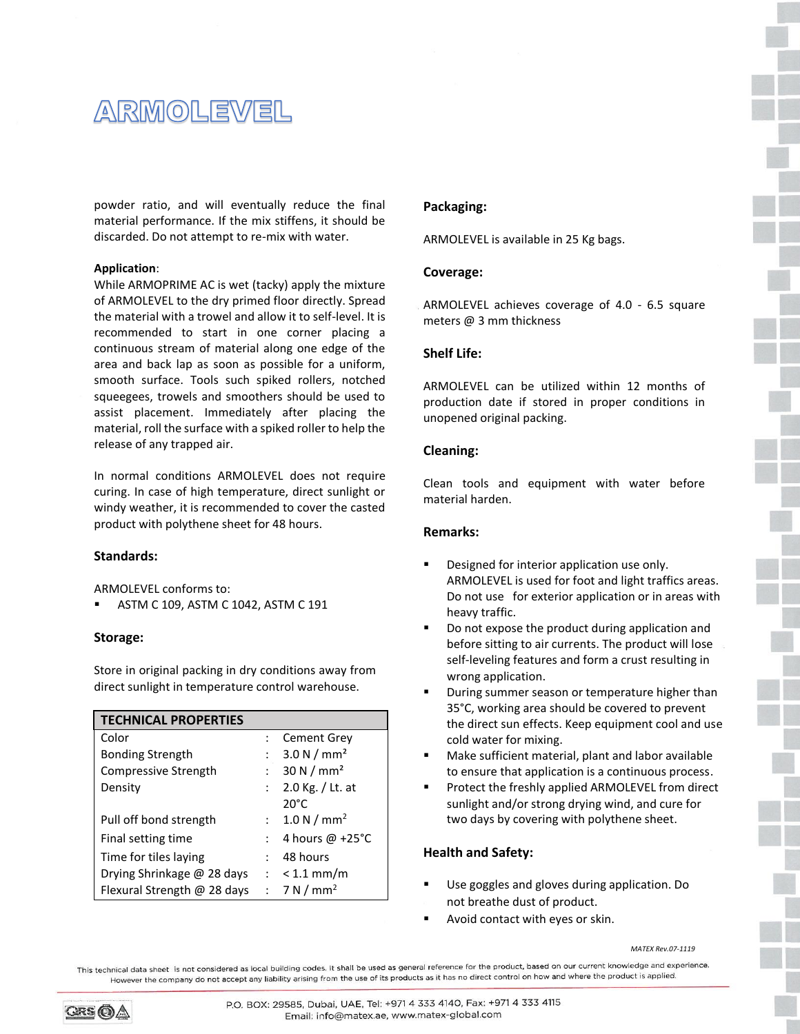# ARMOLEVEL

powder ratio, and will eventually reduce the final material performance. If the mix stiffens, it should be discarded. Do not attempt to re-mix with water.

**Application**:
While ARMOPRIME AC is wet (tacky) apply the mixture of ARMOLEVEL to the dry primed floor directly. Spread the material with a trowel and allow it to self-level. It is recommended to start in one corner placing a continuous stream of material along one edge of the area and back lap as soon as possible for a uniform, smooth surface. Tools such spiked rollers, notched squeegees, trowels and smoothers should be used to assist placement. Immediately after placing the material, roll the surface with a spiked roller to help the release of any trapped air.

In normal conditions ARMOLEVEL does not require curing. In case of high temperature, direct sunlight or windy weather, it is recommended to cover the casted product with polythene sheet for 48 hours.

## Standards:

ARMOLEVEL conforms to:

- ASTM C 109, ASTM C 1042, ASTM C 191

## Storage:

Store in original packing in dry conditions away from direct sunlight in temperature control warehouse.

| TECHNICAL PROPERTIES | | |
|---|---|---|
| Color | : | Cement Grey |
| Bonding Strength | : | 3.0 N / mm² |
| Compressive Strength | : | 30 N / mm² |
| Density | : | 2.0 Kg. / Lt. at 20°C |
| Pull off bond strength | : | 1.0 N / mm² |
| Final setting time | : | 4 hours @ +25°C |
| Time for tiles laying | : | 48 hours |
| Drying Shrinkage @ 28 days | : | < 1.1 mm/m |
| Flexural Strength @ 28 days | : | 7 N / mm² |

## Packaging:

ARMOLEVEL is available in 25 Kg bags.

## Coverage:

ARMOLEVEL achieves coverage of 4.0 - 6.5 square meters @ 3 mm thickness

## Shelf Life:

ARMOLEVEL can be utilized within 12 months of production date if stored in proper conditions in unopened original packing.

## Cleaning:

Clean tools and equipment with water before material harden.

## Remarks:

- Designed for interior application use only. ARMOLEVEL is used for foot and light traffics areas. Do not use for exterior application or in areas with heavy traffic.
- Do not expose the product during application and before sitting to air currents. The product will lose self-leveling features and form a crust resulting in wrong application.
- During summer season or temperature higher than 35°C, working area should be covered to prevent the direct sun effects. Keep equipment cool and use cold water for mixing.
- Make sufficient material, plant and labor available to ensure that application is a continuous process.
- Protect the freshly applied ARMOLEVEL from direct sunlight and/or strong drying wind, and cure for two days by covering with polythene sheet.

## Health and Safety:

- Use goggles and gloves during application. Do not breathe dust of product.
- Avoid contact with eyes or skin.

*MATEX Rev.07-1119*

This technical data sheet is not considered as local building codes. It shall be used as general reference for the product, based on our current knowledge and experience. However the company do not accept any liability arising from the use of its products as it has no direct control on how and where the product is applied.

P.O. BOX: 29585, Dubai, UAE, Tel: +971 4 333 4140, Fax: +971 4 333 4115
Email: info@matex.ae, www.matex-global.com